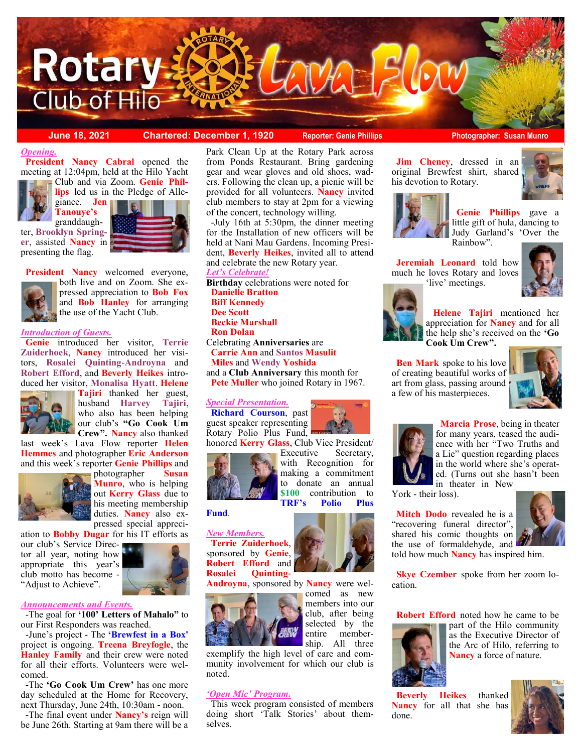# Rotary Club of Hilo Lava Flow

June 18, 2021 | Chartered: December 1, 1920 | Reporter: Genie Phillips | Photographer: Susan Munro

## *Opening.*

**President Nancy Cabral** opened the meeting at 12:04pm, held at the Hilo Yacht Club and via Zoom. **Genie Phillips** led us in the Pledge of Allegiance. **Jen Tanouye's** granddaughter, **Brooklyn Springer**, assisted **Nancy** in presenting the flag.

**President Nancy** welcomed everyone, both live and on Zoom. She expressed appreciation to **Bob Fox** and **Bob Hanley** for arranging the use of the Yacht Club.

## *Introduction of Guests.*

**Genie** introduced her visitor, **Terrie Zuiderhoek**, **Nancy** introduced her visitors, **Rosalei Quinting-Androyna** and **Robert Efford**, and **Beverly Heikes** introduced her visitor, **Monalisa Hyatt**. **Helene Tajiri** thanked her guest, husband **Harvey Tajiri**, who also has been helping our club's **"Go Cook Um Crew"**. **Nancy** also thanked last week's Lava Flow reporter **Helen Hemmes** and photographer **Eric Anderson** and this week's reporter **Genie Phillips** and photographer **Susan Munro**, who is helping out **Kerry Glass** due to his meeting membership duties. **Nancy** also expressed special appreciation to **Bobby Dugar** for his IT efforts as our club's Service Director all year, noting how appropriate this year's club motto has become - "Adjust to Achieve".

## *Announcements and Events.*

-The goal for **'100' Letters of Mahalo"** to our First Responders was reached.

-June's project - The **'Brewfest in a Box'** project is ongoing. **Treena Breyfogle**, the **Hanley Family** and their crew were noted for all their efforts. Volunteers were welcomed.

-The **'Go Cook Um Crew'** has one more day scheduled at the Home for Recovery, next Thursday, June 24th, 10:30am - noon.

-The final event under **Nancy's** reign will be June 26th. Starting at 9am there will be a Park Clean Up at the Rotary Park across from Ponds Restaurant. Bring gardening gear and wear gloves and old shoes, waders. Following the clean up, a picnic will be provided for all volunteers. **Nancy** invited club members to stay at 2pm for a viewing of the concert, technology willing.

-July 16th at 5:30pm, the dinner meeting for the Installation of new officers will be held at Nani Mau Gardens. Incoming President, **Beverly Heikes**, invited all to attend and celebrate the new Rotary year.

## *Let's Celebrate!*

**Birthday** celebrations were noted for

**Danielle Bratton**
**Biff Kennedy**
**Dee Scott**
**Beckie Marshall**
**Ron Dolan**

Celebrating **Anniversaries** are

**Carrie Ann** and **Santos Masulit**
**Miles** and **Wendy Yoshida**

and a **Club Anniversary** this month for

**Pete Muller** who joined Rotary in 1967.

## *Special Presentation.*

**Richard Courson**, past guest speaker representing Rotary Polio Plus Fund, honored **Kerry Glass**, Club Vice President/ Executive Secretary, with Recognition for making a commitment to donate an annual **$100** contribution to **TRF's Polio Plus Fund**.

## *New Members.*

**Terrie Zuiderhoek**, sponsored by **Genie**, **Robert Efford** and **Rosalei Quinting-Androyna**, sponsored by **Nancy** were welcomed as new members into our club, after being selected by the entire membership. All three exemplify the high level of care and community involvement for which our club is noted.

## *'Open Mic' Program.*

This week program consisted of members doing short 'Talk Stories' about themselves.

**Jim Cheney**, dressed in an original Brewfest shirt, shared his devotion to Rotary.

**Genie Phillips** gave a little gift of hula, dancing to Judy Garland's 'Over the Rainbow".

**Jeremiah Leonard** told how much he loves Rotary and loves 'live' meetings.

**Helene Tajiri** mentioned her appreciation for **Nancy** and for all the help she's received on the **'Go Cook Um Crew".**

**Ben Mark** spoke to his love of creating beautiful works of art from glass, passing around a few of his masterpieces.

**Marcia Prose**, being in theater for many years, teased the audience with her "Two Truths and a Lie" question regarding places in the world where she's operated. (Turns out she hasn't been in theater in New York - their loss).

**Mitch Dodo** revealed he is a "recovering funeral director", shared his comic thoughts on the use of formaldehyde, and told how much **Nancy** has inspired him.

**Skye Czember** spoke from her zoom location.

**Robert Efford** noted how he came to be part of the Hilo community as the Executive Director of the Arc of Hilo, referring to **Nancy** a force of nature.

**Beverly Heikes** thanked **Nancy** for all that she has done.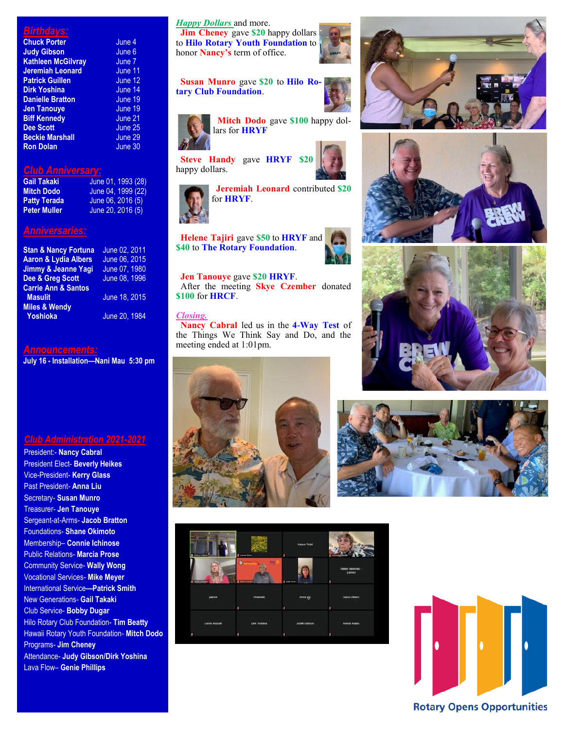## Birthdays:

| | |
|---|---|
| Chuck Porter | June 4 |
| Judy Gibson | June 6 |
| Kathleen McGilvray | June 7 |
| Jeremiah Leonard | June 11 |
| Patrick Guillen | June 12 |
| Dirk Yoshina | June 14 |
| Danielle Bratton | June 19 |
| Jen Tanouye | June 19 |
| Biff Kennedy | June 21 |
| Dee Scott | June 25 |
| Beckie Marshall | June 29 |
| Ron Dolan | June 30 |

## Club Anniversary:

| | |
|---|---|
| Gail Takaki | June 01, 1993 (28) |
| Mitch Dodo | June 04, 1999 (22) |
| Patty Terada | June 06, 2016 (5) |
| Peter Muller | June 20, 2016 (5) |

## Anniversaries:

| | |
|---|---|
| Stan & Nancy Fortuna | June 02, 2011 |
| Aaron & Lydia Albers | June 06, 2015 |
| Jimmy & Jeanne Yagi | June 07, 1980 |
| Dee & Greg Scott | June 08, 1996 |
| Carrie Ann & Santos Masulit | June 18, 2015 |
| Miles & Wendy Yoshioka | June 20, 1984 |

## Announcements:

**July 16 - Installation—Nani Mau 5:30 pm**

## Club Administration 2021-2021

President:- **Nancy Cabral**
President Elect- **Beverly Heikes**
Vice-President- **Kerry Glass**
Past President- **Anna Liu**
Secretary- **Susan Munro**
Treasurer- **Jen Tanouye**
Sergeant-at-Arms- **Jacob Bratton**
Foundations- **Shane Okimoto**
Membership– **Connie Ichinose**
Public Relations- **Marcia Prose**
Community Service- **Wally Wong**
Vocational Services- **Mike Meyer**
International Service—**Patrick Smith**
New Generations- **Gail Takaki**
Club Service- **Bobby Dugar**
Hilo Rotary Club Foundation- **Tim Beatty**
Hawaii Rotary Youth Foundation- **Mitch Dodo**
Programs- **Jim Cheney**
Attendance- **Judy Gibson/Dirk Yoshina**
Lava Flow– **Genie Phillips**

*Happy Dollars* and more.

**Jim Cheney** gave **$20** happy dollars to **Hilo Rotary Youth Foundation** to honor **Nancy's** term of office.

**Susan Munro** gave **$20** to **Hilo Rotary Club Foundation**.

**Mitch Dodo** gave **$100** happy dollars for **HRYF**

**Steve Handy** gave **HRYF $20** happy dollars.

**Jeremiah Leonard** contributed **$20** for **HRYF**.

**Helene Tajiri** gave **$50** to **HRYF** and **$40** to **The Rotary Foundation**.

**Jen Tanouye** gave **$20 HRYF**.
After the meeting **Skye Czember** donated **$100** for **HRCF**.

*Closing.*
**Nancy Cabral** led us in the **4-Way Test** of the Things We Think Say and Do, and the meeting ended at 1:01pm.

Rotary Opens Opportunities